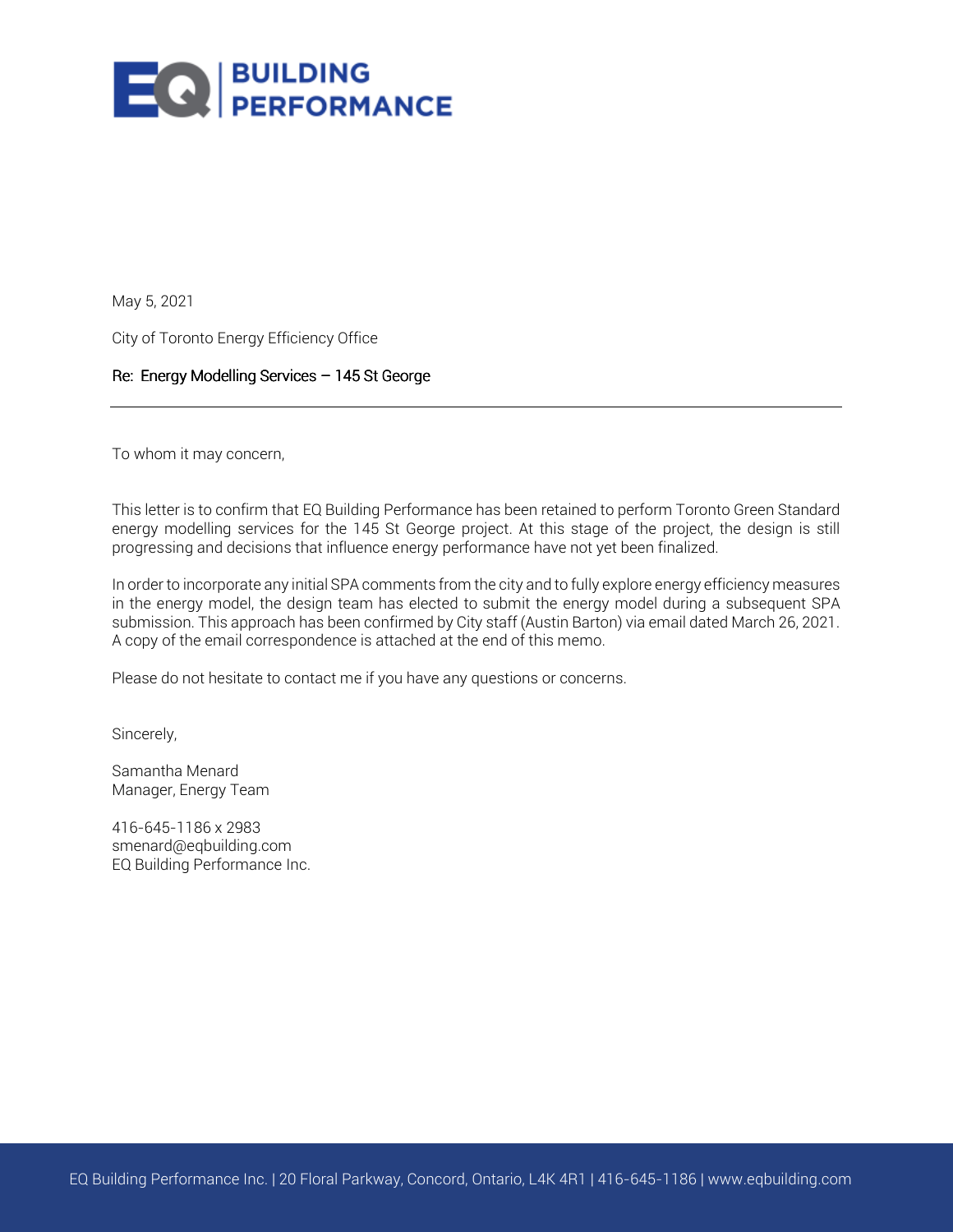EQ | BUILDING PERFORMANCE

May 5, 2021

City of Toronto Energy Efficiency Office

Re: Energy Modelling Services – 145 St George

---

To whom it may concern,

This letter is to confirm that EQ Building Performance has been retained to perform Toronto Green Standard energy modelling services for the 145 St George project. At this stage of the project, the design is still progressing and decisions that influence energy performance have not yet been finalized.

In order to incorporate any initial SPA comments from the city and to fully explore energy efficiency measures in the energy model, the design team has elected to submit the energy model during a subsequent SPA submission. This approach has been confirmed by City staff (Austin Barton) via email dated March 26, 2021. A copy of the email correspondence is attached at the end of this memo.

Please do not hesitate to contact me if you have any questions or concerns.

Sincerely,

Samantha Menard
Manager, Energy Team

416-645-1186 x 2983
smenard@eqbuilding.com
EQ Building Performance Inc.

EQ Building Performance Inc. | 20 Floral Parkway, Concord, Ontario, L4K 4R1 | 416-645-1186 | www.eqbuilding.com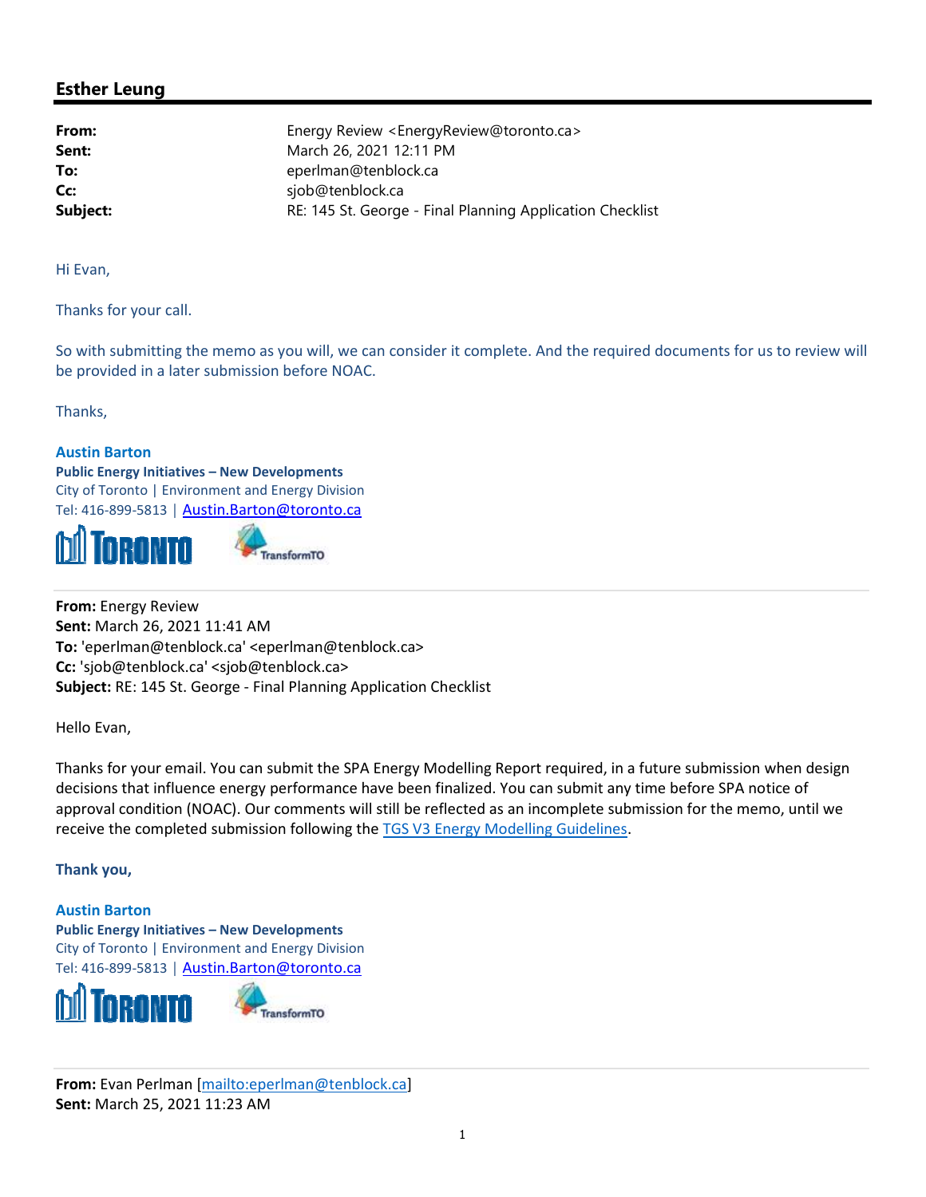## Esther Leung

| | |
|---|---|
| **From:** | Energy Review <EnergyReview@toronto.ca> |
| **Sent:** | March 26, 2021 12:11 PM |
| **To:** | eperlman@tenblock.ca |
| **Cc:** | sjob@tenblock.ca |
| **Subject:** | RE: 145 St. George - Final Planning Application Checklist |

Hi Evan,

Thanks for your call.

So with submitting the memo as you will, we can consider it complete. And the required documents for us to review will be provided in a later submission before NOAC.

Thanks,

**Austin Barton**
**Public Energy Initiatives – New Developments**
City of Toronto | Environment and Energy Division
Tel: 416-899-5813 | [Austin.Barton@toronto.ca](mailto:Austin.Barton@toronto.ca)

---

**From:** Energy Review
**Sent:** March 26, 2021 11:41 AM
**To:** 'eperlman@tenblock.ca' <eperlman@tenblock.ca>
**Cc:** 'sjob@tenblock.ca' <sjob@tenblock.ca>
**Subject:** RE: 145 St. George - Final Planning Application Checklist

Hello Evan,

Thanks for your email. You can submit the SPA Energy Modelling Report required, in a future submission when design decisions that influence energy performance have been finalized. You can submit any time before SPA notice of approval condition (NOAC). Our comments will still be reflected as an incomplete submission for the memo, until we receive the completed submission following the TGS V3 Energy Modelling Guidelines.

**Thank you,**

**Austin Barton**
**Public Energy Initiatives – New Developments**
City of Toronto | Environment and Energy Division
Tel: 416-899-5813 | [Austin.Barton@toronto.ca](mailto:Austin.Barton@toronto.ca)

---

**From:** Evan Perlman [mailto:eperlman@tenblock.ca]
**Sent:** March 25, 2021 11:23 AM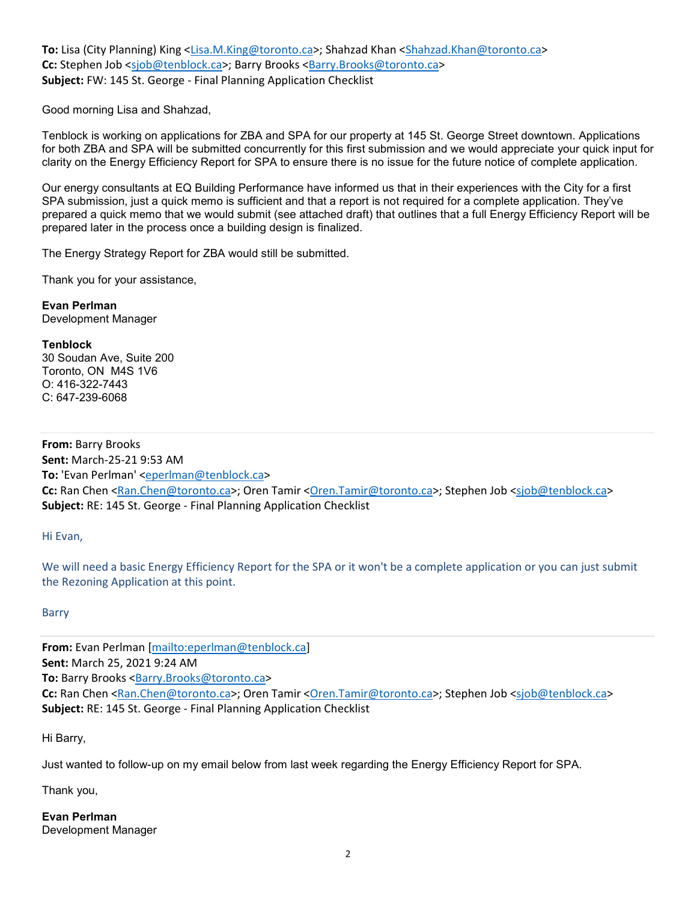**To:** Lisa (City Planning) King <Lisa.M.King@toronto.ca>; Shahzad Khan <Shahzad.Khan@toronto.ca>
**Cc:** Stephen Job <sjob@tenblock.ca>; Barry Brooks <Barry.Brooks@toronto.ca>
**Subject:** FW: 145 St. George - Final Planning Application Checklist

Good morning Lisa and Shahzad,

Tenblock is working on applications for ZBA and SPA for our property at 145 St. George Street downtown. Applications for both ZBA and SPA will be submitted concurrently for this first submission and we would appreciate your quick input for clarity on the Energy Efficiency Report for SPA to ensure there is no issue for the future notice of complete application.

Our energy consultants at EQ Building Performance have informed us that in their experiences with the City for a first SPA submission, just a quick memo is sufficient and that a report is not required for a complete application. They've prepared a quick memo that we would submit (see attached draft) that outlines that a full Energy Efficiency Report will be prepared later in the process once a building design is finalized.

The Energy Strategy Report for ZBA would still be submitted.

Thank you for your assistance,

**Evan Perlman**
Development Manager

**Tenblock**
30 Soudan Ave, Suite 200
Toronto, ON M4S 1V6
O: 416-322-7443
C: 647-239-6068

---

**From:** Barry Brooks
**Sent:** March-25-21 9:53 AM
**To:** 'Evan Perlman' <eperlman@tenblock.ca>
**Cc:** Ran Chen <Ran.Chen@toronto.ca>; Oren Tamir <Oren.Tamir@toronto.ca>; Stephen Job <sjob@tenblock.ca>
**Subject:** RE: 145 St. George - Final Planning Application Checklist

Hi Evan,

We will need a basic Energy Efficiency Report for the SPA or it won't be a complete application or you can just submit the Rezoning Application at this point.

Barry

---

**From:** Evan Perlman [mailto:eperlman@tenblock.ca]
**Sent:** March 25, 2021 9:24 AM
**To:** Barry Brooks <Barry.Brooks@toronto.ca>
**Cc:** Ran Chen <Ran.Chen@toronto.ca>; Oren Tamir <Oren.Tamir@toronto.ca>; Stephen Job <sjob@tenblock.ca>
**Subject:** RE: 145 St. George - Final Planning Application Checklist

Hi Barry,

Just wanted to follow-up on my email below from last week regarding the Energy Efficiency Report for SPA.

Thank you,

**Evan Perlman**
Development Manager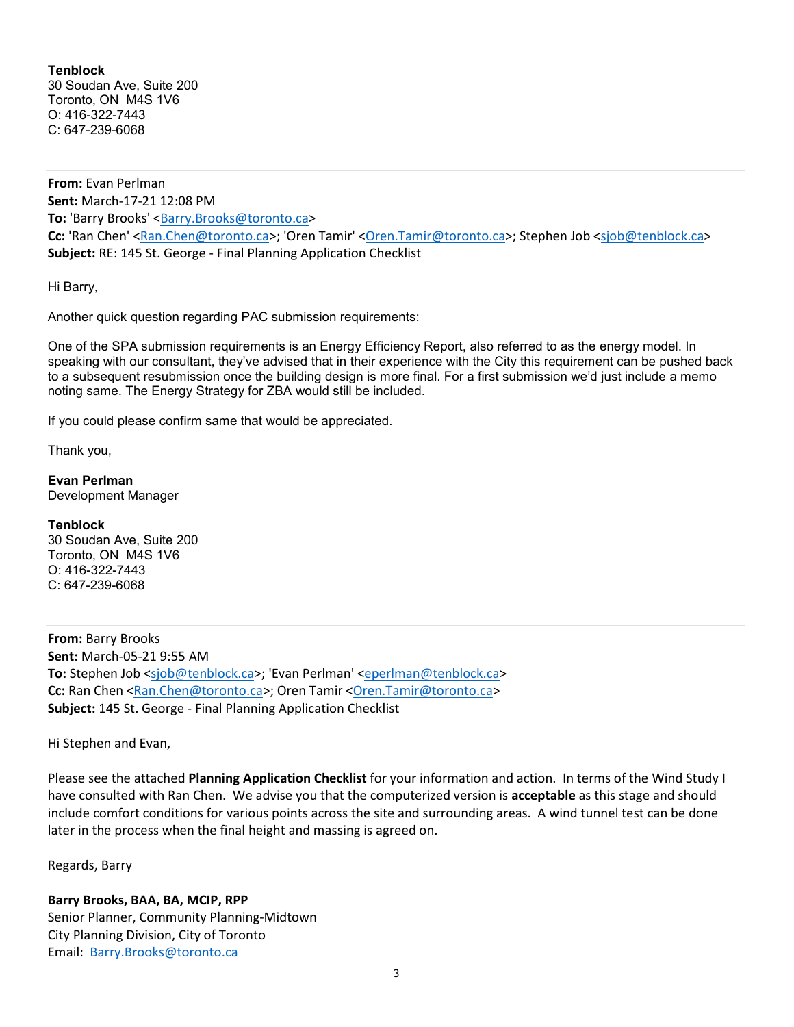**Tenblock**
30 Soudan Ave, Suite 200
Toronto, ON  M4S 1V6
O: 416-322-7443
C: 647-239-6068

---

**From:** Evan Perlman
**Sent:** March-17-21 12:08 PM
**To:** 'Barry Brooks' <Barry.Brooks@toronto.ca>
**Cc:** 'Ran Chen' <Ran.Chen@toronto.ca>; 'Oren Tamir' <Oren.Tamir@toronto.ca>; Stephen Job <sjob@tenblock.ca>
**Subject:** RE: 145 St. George - Final Planning Application Checklist

Hi Barry,

Another quick question regarding PAC submission requirements:

One of the SPA submission requirements is an Energy Efficiency Report, also referred to as the energy model. In speaking with our consultant, they've advised that in their experience with the City this requirement can be pushed back to a subsequent resubmission once the building design is more final. For a first submission we'd just include a memo noting same. The Energy Strategy for ZBA would still be included.

If you could please confirm same that would be appreciated.

Thank you,

**Evan Perlman**
Development Manager

**Tenblock**
30 Soudan Ave, Suite 200
Toronto, ON  M4S 1V6
O: 416-322-7443
C: 647-239-6068

---

**From:** Barry Brooks
**Sent:** March-05-21 9:55 AM
**To:** Stephen Job <sjob@tenblock.ca>; 'Evan Perlman' <eperlman@tenblock.ca>
**Cc:** Ran Chen <Ran.Chen@toronto.ca>; Oren Tamir <Oren.Tamir@toronto.ca>
**Subject:** 145 St. George - Final Planning Application Checklist

Hi Stephen and Evan,

Please see the attached **Planning Application Checklist** for your information and action. In terms of the Wind Study I have consulted with Ran Chen. We advise you that the computerized version is **acceptable** as this stage and should include comfort conditions for various points across the site and surrounding areas. A wind tunnel test can be done later in the process when the final height and massing is agreed on.

Regards, Barry

**Barry Brooks, BAA, BA, MCIP, RPP**
Senior Planner, Community Planning-Midtown
City Planning Division, City of Toronto
Email: Barry.Brooks@toronto.ca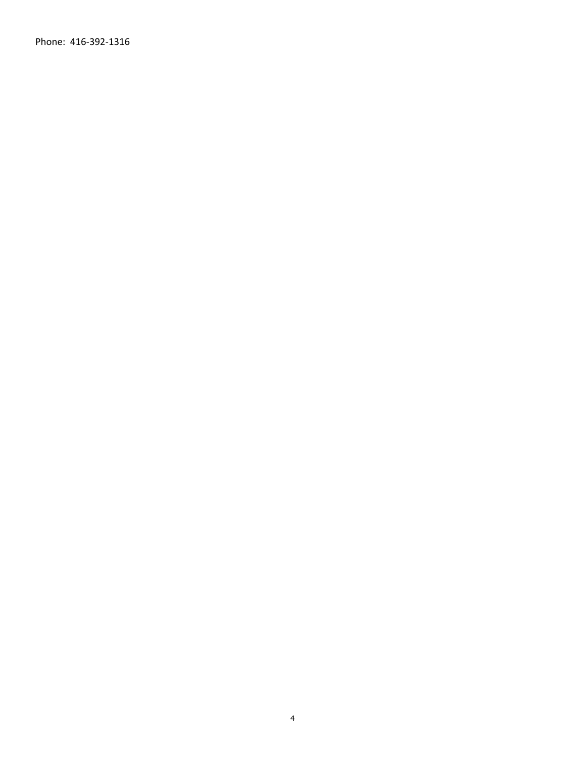Phone: 416-392-1316